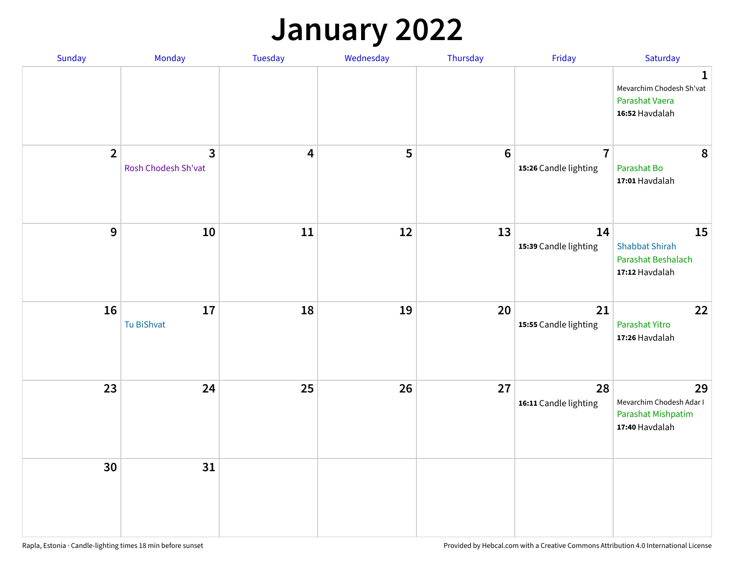# January 2022

| Sunday | Monday | Tuesday | Wednesday | Thursday | Friday | Saturday |
|---|---|---|---|---|---|---|
| | | | | | | **1** Mevarchim Chodesh Sh'vat Parashat Vaera **16:52** Havdalah |
| **2** | **3** Rosh Chodesh Sh'vat | **4** | **5** | **6** | **7** **15:26** Candle lighting | **8** Parashat Bo **17:01** Havdalah |
| **9** | **10** | **11** | **12** | **13** | **14** **15:39** Candle lighting | **15** Shabbat Shirah Parashat Beshalach **17:12** Havdalah |
| **16** | **17** Tu BiShvat | **18** | **19** | **20** | **21** **15:55** Candle lighting | **22** Parashat Yitro **17:26** Havdalah |
| **23** | **24** | **25** | **26** | **27** | **28** **16:11** Candle lighting | **29** Mevarchim Chodesh Adar I Parashat Mishpatim **17:40** Havdalah |
| **30** | **31** | | | | | |

Rapla, Estonia · Candle-lighting times 18 min before sunset

Provided by Hebcal.com with a Creative Commons Attribution 4.0 International License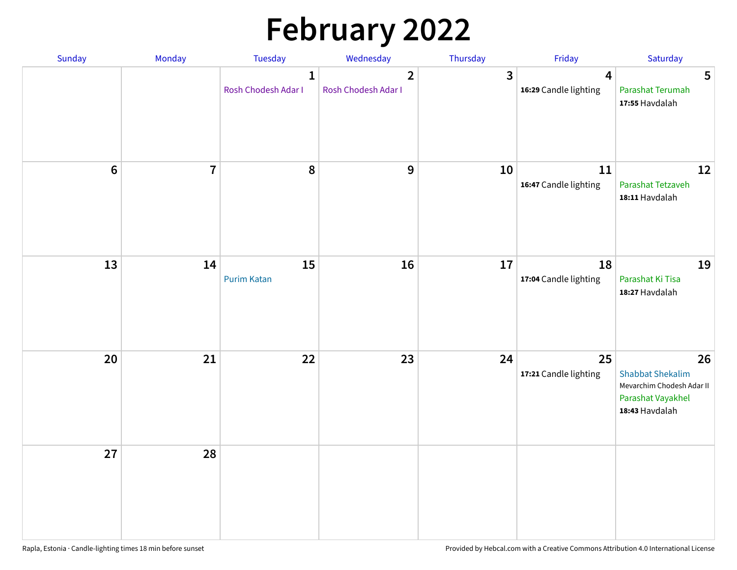# February 2022

| Sunday | Monday | Tuesday | Wednesday | Thursday | Friday | Saturday |
|---|---|---|---|---|---|---|
| | | **1** Rosh Chodesh Adar I | **2** Rosh Chodesh Adar I | **3** | **4** **16:29** Candle lighting | **5** Parashat Terumah **17:55** Havdalah |
| **6** | **7** | **8** | **9** | **10** | **11** **16:47** Candle lighting | **12** Parashat Tetzaveh **18:11** Havdalah |
| **13** | **14** | **15** Purim Katan | **16** | **17** | **18** **17:04** Candle lighting | **19** Parashat Ki Tisa **18:27** Havdalah |
| **20** | **21** | **22** | **23** | **24** | **25** **17:21** Candle lighting | **26** Shabbat Shekalim Mevarchim Chodesh Adar II Parashat Vayakhel **18:43** Havdalah |
| **27** | **28** | | | | | |

Rapla, Estonia · Candle-lighting times 18 min before sunset

Provided by Hebcal.com with a Creative Commons Attribution 4.0 International License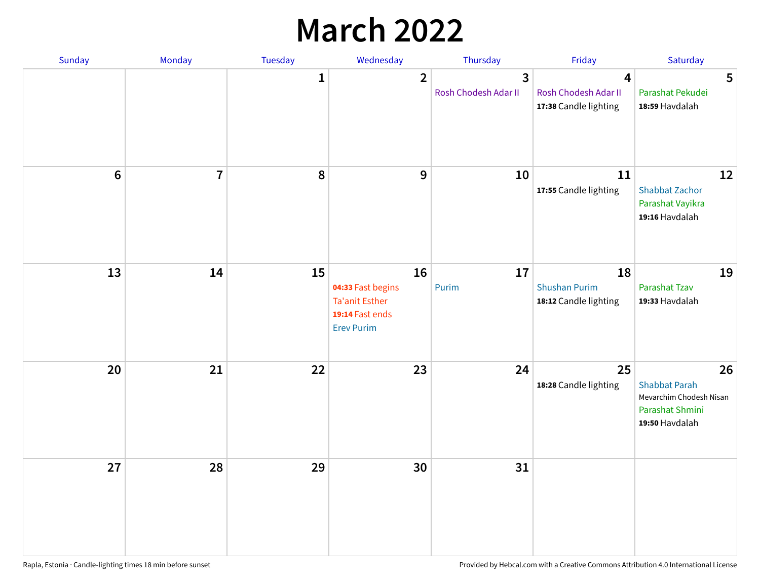# March 2022

| Sunday | Monday | Tuesday | Wednesday | Thursday | Friday | Saturday |
|---|---|---|---|---|---|---|
| | | 1 | 2 | 3<br>Rosh Chodesh Adar II | 4<br>Rosh Chodesh Adar II<br>**17:38** Candle lighting | 5<br>Parashat Pekudei<br>**18:59** Havdalah |
| 6 | 7 | 8 | 9 | 10 | 11<br>**17:55** Candle lighting | 12<br>Shabbat Zachor<br>Parashat Vayikra<br>**19:16** Havdalah |
| 13 | 14 | 15 | 16<br>**04:33** Fast begins<br>Ta'anit Esther<br>**19:14** Fast ends<br>Erev Purim | 17<br>Purim | 18<br>Shushan Purim<br>**18:12** Candle lighting | 19<br>Parashat Tzav<br>**19:33** Havdalah |
| 20 | 21 | 22 | 23 | 24 | 25<br>**18:28** Candle lighting | 26<br>Shabbat Parah<br>Mevarchim Chodesh Nisan<br>Parashat Shmini<br>**19:50** Havdalah |
| 27 | 28 | 29 | 30 | 31 | | |

Rapla, Estonia · Candle-lighting times 18 min before sunset

Provided by Hebcal.com with a Creative Commons Attribution 4.0 International License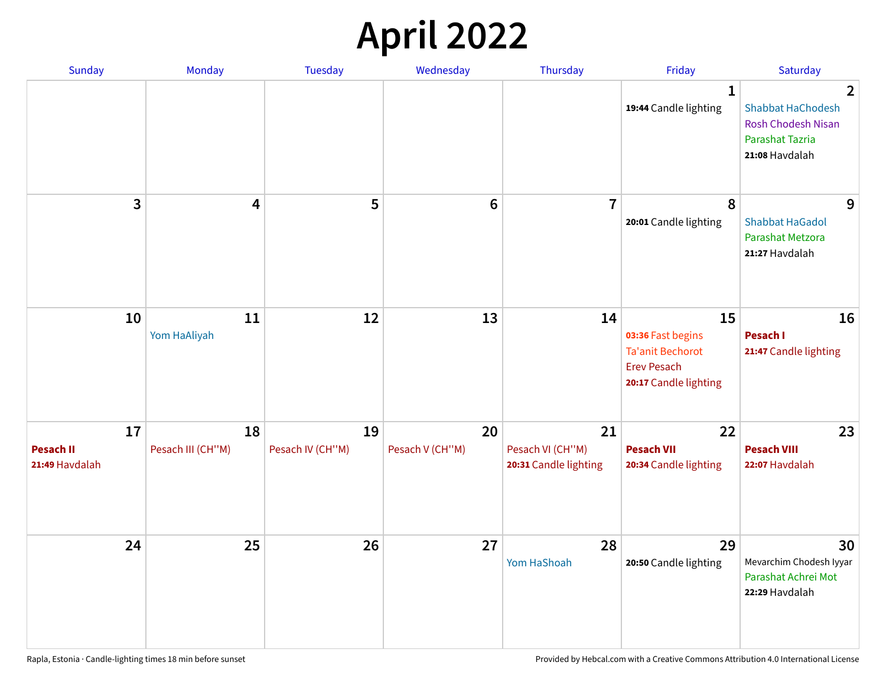# April 2022

| Sunday | Monday | Tuesday | Wednesday | Thursday | Friday | Saturday |
|---|---|---|---|---|---|---|
| | | | | | **1**<br>**19:44** Candle lighting | **2**<br>Shabbat HaChodesh<br>Rosh Chodesh Nisan<br>Parashat Tazria<br>**21:08** Havdalah |
| **3** | **4** | **5** | **6** | **7** | **8**<br>**20:01** Candle lighting | **9**<br>Shabbat HaGadol<br>Parashat Metzora<br>**21:27** Havdalah |
| **10** | **11**<br>Yom HaAliyah | **12** | **13** | **14** | **15**<br>**03:36** Fast begins<br>Ta'anit Bechorot<br>Erev Pesach<br>**20:17** Candle lighting | **16**<br>**Pesach I**<br>**21:47** Candle lighting |
| **17**<br>**Pesach II**<br>**21:49** Havdalah | **18**<br>Pesach III (CH''M) | **19**<br>Pesach IV (CH''M) | **20**<br>Pesach V (CH''M) | **21**<br>Pesach VI (CH''M)<br>**20:31** Candle lighting | **22**<br>**Pesach VII**<br>**20:34** Candle lighting | **23**<br>**Pesach VIII**<br>**22:07** Havdalah |
| **24** | **25** | **26** | **27** | **28**<br>Yom HaShoah | **29**<br>**20:50** Candle lighting | **30**<br>Mevarchim Chodesh Iyyar<br>Parashat Achrei Mot<br>**22:29** Havdalah |

Rapla, Estonia · Candle-lighting times 18 min before sunset

Provided by Hebcal.com with a Creative Commons Attribution 4.0 International License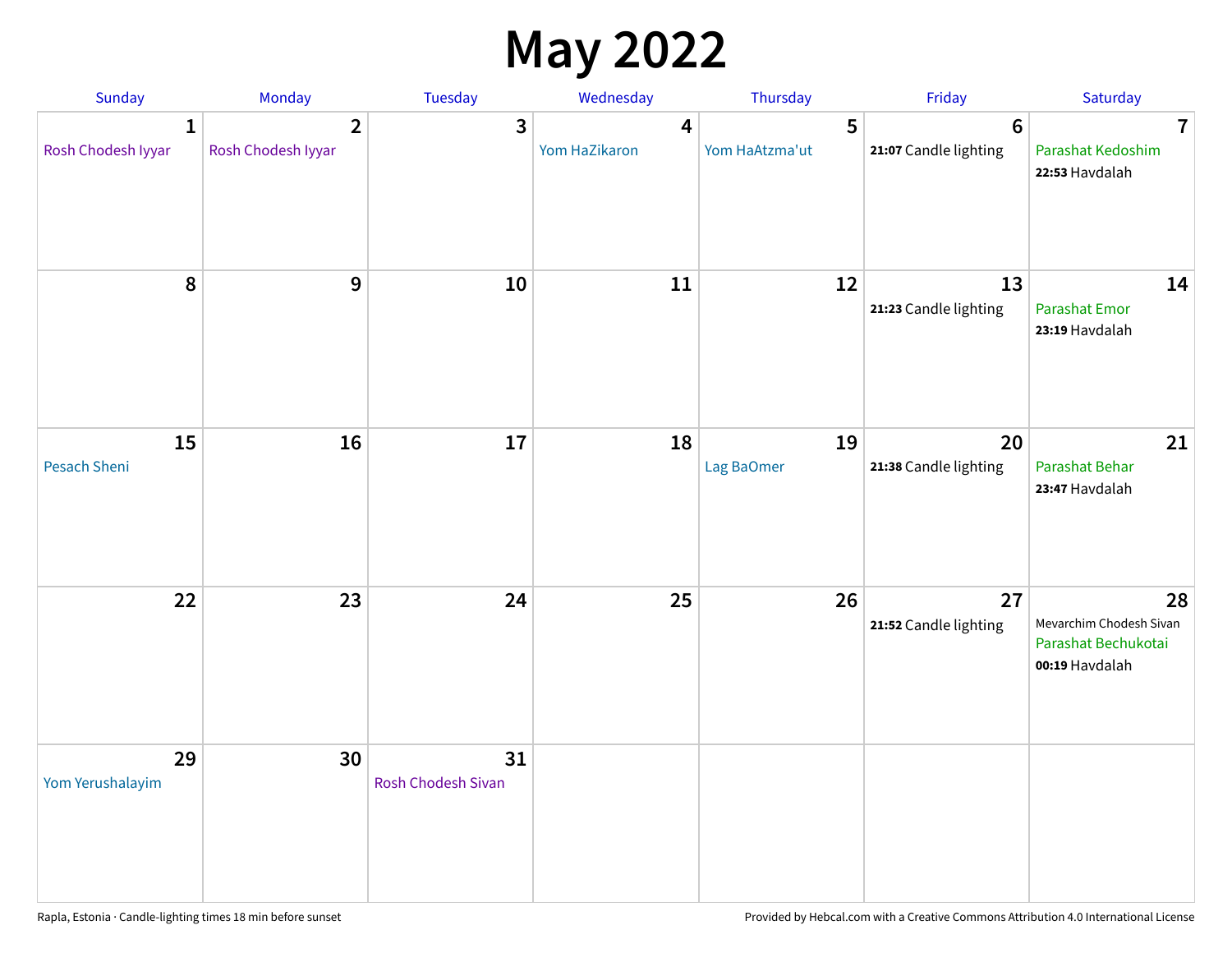# May 2022

| Sunday | Monday | Tuesday | Wednesday | Thursday | Friday | Saturday |
|---|---|---|---|---|---|---|
| **1** Rosh Chodesh Iyyar | **2** Rosh Chodesh Iyyar | **3** | **4** Yom HaZikaron | **5** Yom HaAtzma'ut | **6** **21:07** Candle lighting | **7** Parashat Kedoshim **22:53** Havdalah |
| **8** | **9** | **10** | **11** | **12** | **13** **21:23** Candle lighting | **14** Parashat Emor **23:19** Havdalah |
| **15** Pesach Sheni | **16** | **17** | **18** | **19** Lag BaOmer | **20** **21:38** Candle lighting | **21** Parashat Behar **23:47** Havdalah |
| **22** | **23** | **24** | **25** | **26** | **27** **21:52** Candle lighting | **28** Mevarchim Chodesh Sivan Parashat Bechukotai **00:19** Havdalah |
| **29** Yom Yerushalayim | **30** | **31** Rosh Chodesh Sivan | | | | |

Rapla, Estonia · Candle-lighting times 18 min before sunset

Provided by Hebcal.com with a Creative Commons Attribution 4.0 International License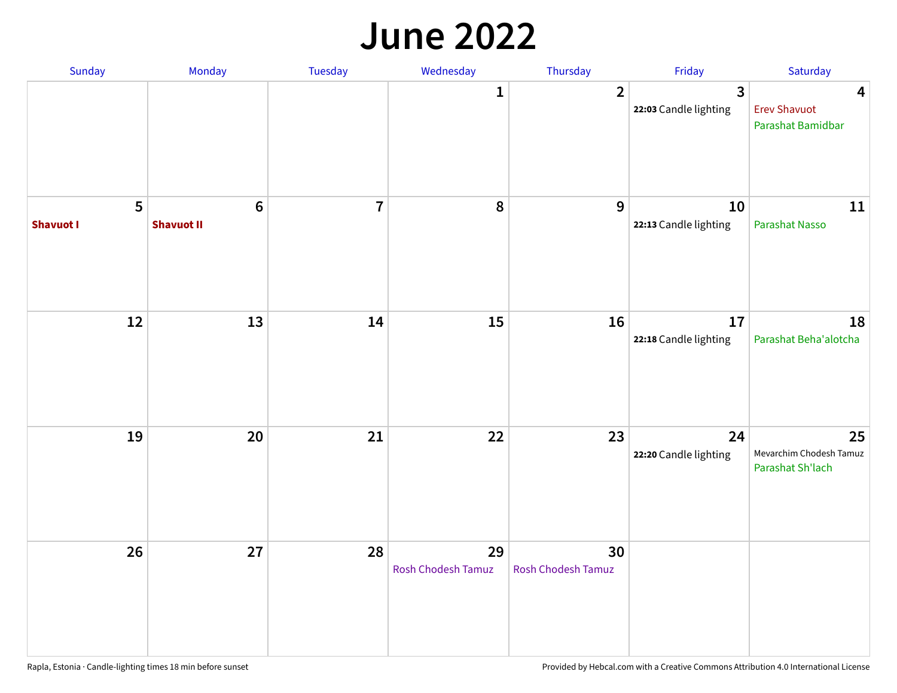# June 2022

| Sunday | Monday | Tuesday | Wednesday | Thursday | Friday | Saturday |
|---|---|---|---|---|---|---|
| | | | 1 | 2 | 3<br>**22:03** Candle lighting | 4<br>Erev Shavuot<br>Parashat Bamidbar |
| 5<br>**Shavuot I** | 6<br>**Shavuot II** | 7 | 8 | 9 | 10<br>**22:13** Candle lighting | 11<br>Parashat Nasso |
| 12 | 13 | 14 | 15 | 16 | 17<br>**22:18** Candle lighting | 18<br>Parashat Beha'alotcha |
| 19 | 20 | 21 | 22 | 23 | 24<br>**22:20** Candle lighting | 25<br>Mevarchim Chodesh Tamuz<br>Parashat Sh'lach |
| 26 | 27 | 28 | 29<br>Rosh Chodesh Tamuz | 30<br>Rosh Chodesh Tamuz | | |

Rapla, Estonia · Candle-lighting times 18 min before sunset

Provided by Hebcal.com with a Creative Commons Attribution 4.0 International License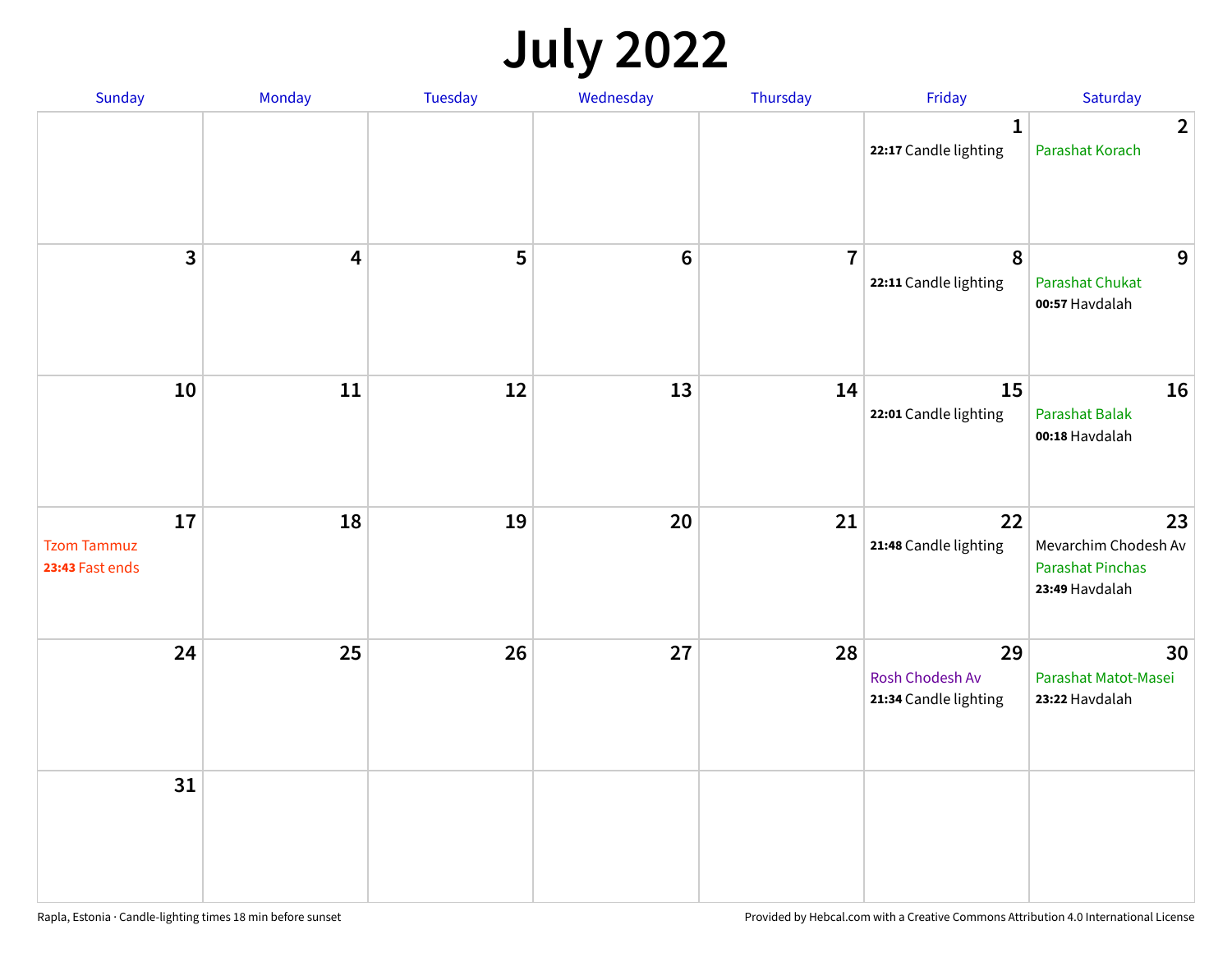# July 2022

| Sunday | Monday | Tuesday | Wednesday | Thursday | Friday | Saturday |
|---|---|---|---|---|---|---|
| | | | | | 1<br>**22:17** Candle lighting | 2<br>Parashat Korach |
| 3 | 4 | 5 | 6 | 7 | 8<br>**22:11** Candle lighting | 9<br>Parashat Chukat<br>**00:57** Havdalah |
| 10 | 11 | 12 | 13 | 14 | 15<br>**22:01** Candle lighting | 16<br>Parashat Balak<br>**00:18** Havdalah |
| 17<br>Tzom Tammuz<br>**23:43** Fast ends | 18 | 19 | 20 | 21 | 22<br>**21:48** Candle lighting | 23<br>Mevarchim Chodesh Av<br>Parashat Pinchas<br>**23:49** Havdalah |
| 24 | 25 | 26 | 27 | 28 | 29<br>Rosh Chodesh Av<br>**21:34** Candle lighting | 30<br>Parashat Matot-Masei<br>**23:22** Havdalah |
| 31 | | | | | | |

Rapla, Estonia · Candle-lighting times 18 min before sunset

Provided by Hebcal.com with a Creative Commons Attribution 4.0 International License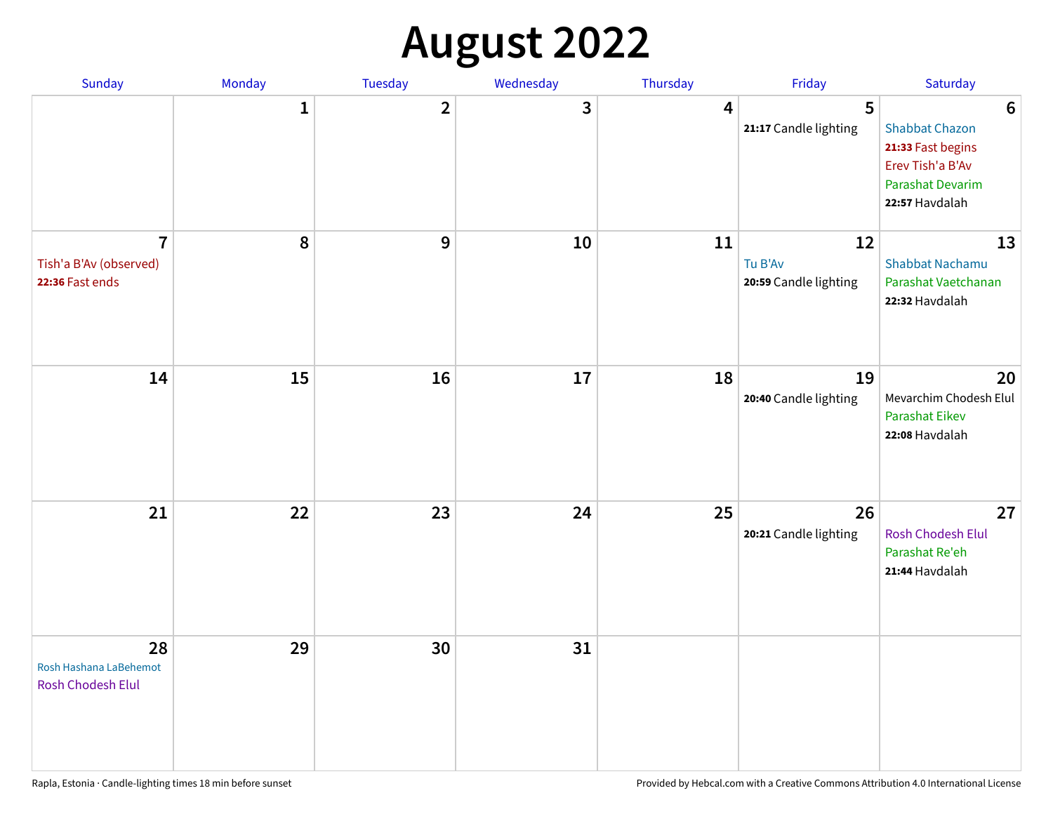# August 2022

| Sunday | Monday | Tuesday | Wednesday | Thursday | Friday | Saturday |
| --- | --- | --- | --- | --- | --- | --- |
| | 1 | 2 | 3 | 4 | 5<br>**21:17** Candle lighting | 6<br>Shabbat Chazon<br>**21:33** Fast begins<br>Erev Tish'a B'Av<br>Parashat Devarim<br>**22:57** Havdalah |
| 7<br>Tish'a B'Av (observed)<br>**22:36** Fast ends | 8 | 9 | 10 | 11 | 12<br>Tu B'Av<br>**20:59** Candle lighting | 13<br>Shabbat Nachamu<br>Parashat Vaetchanan<br>**22:32** Havdalah |
| 14 | 15 | 16 | 17 | 18 | 19<br>**20:40** Candle lighting | 20<br>Mevarchim Chodesh Elul<br>Parashat Eikev<br>**22:08** Havdalah |
| 21 | 22 | 23 | 24 | 25 | 26<br>**20:21** Candle lighting | 27<br>Rosh Chodesh Elul<br>Parashat Re'eh<br>**21:44** Havdalah |
| 28<br>Rosh Hashana LaBehemot<br>Rosh Chodesh Elul | 29 | 30 | 31 | | | |

Rapla, Estonia · Candle-lighting times 18 min before sunset

Provided by Hebcal.com with a Creative Commons Attribution 4.0 International License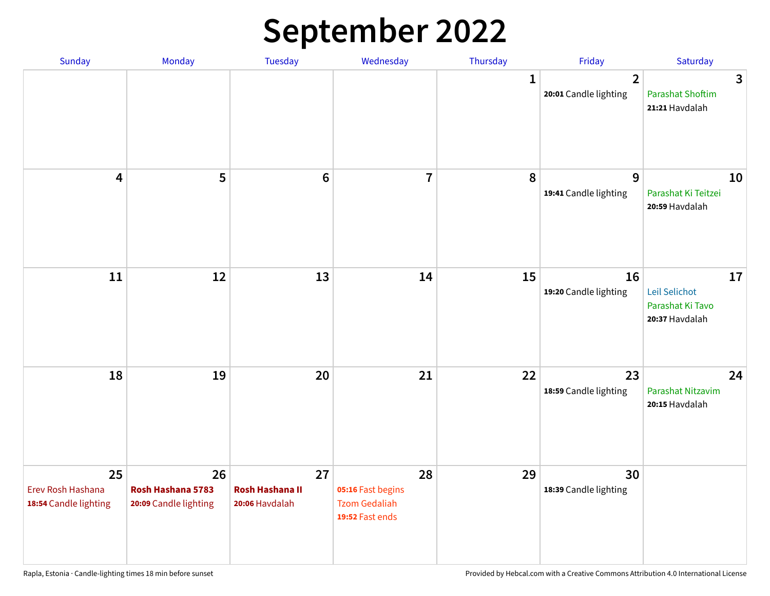# September 2022

| Sunday | Monday | Tuesday | Wednesday | Thursday | Friday | Saturday |
|---|---|---|---|---|---|---|
| | | | | 1 | 2<br>**20:01** Candle lighting | 3<br>Parashat Shoftim<br>**21:21** Havdalah |
| 4 | 5 | 6 | 7 | 8 | 9<br>**19:41** Candle lighting | 10<br>Parashat Ki Teitzei<br>**20:59** Havdalah |
| 11 | 12 | 13 | 14 | 15 | 16<br>**19:20** Candle lighting | 17<br>Leil Selichot<br>Parashat Ki Tavo<br>**20:37** Havdalah |
| 18 | 19 | 20 | 21 | 22 | 23<br>**18:59** Candle lighting | 24<br>Parashat Nitzavim<br>**20:15** Havdalah |
| 25<br>Erev Rosh Hashana<br>**18:54** Candle lighting | 26<br>**Rosh Hashana 5783**<br>**20:09** Candle lighting | 27<br>**Rosh Hashana II**<br>**20:06** Havdalah | 28<br>**05:16** Fast begins<br>Tzom Gedaliah<br>**19:52** Fast ends | 29 | 30<br>**18:39** Candle lighting | |

Rapla, Estonia · Candle-lighting times 18 min before sunset

Provided by Hebcal.com with a Creative Commons Attribution 4.0 International License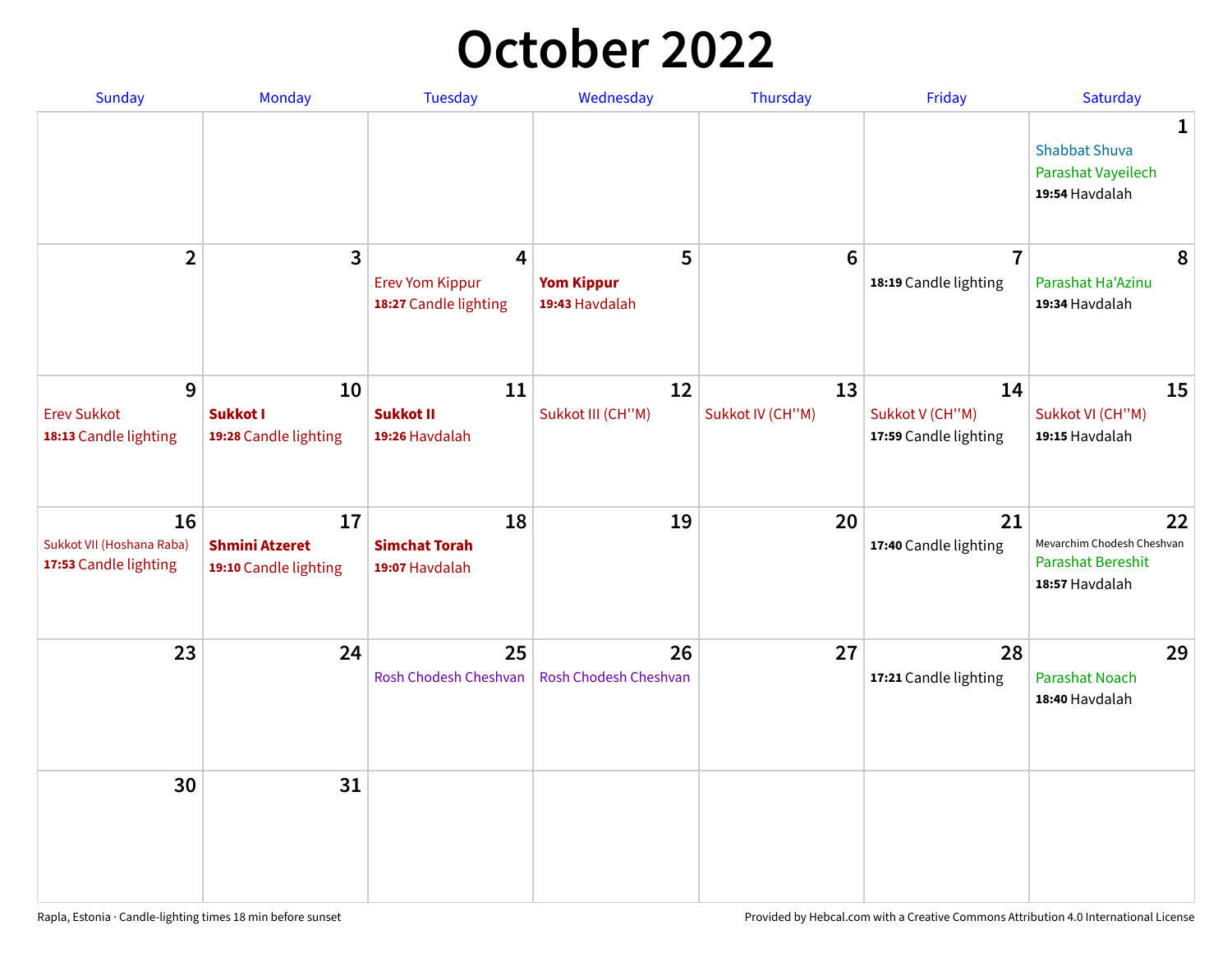# October 2022

| Sunday | Monday | Tuesday | Wednesday | Thursday | Friday | Saturday |
|---|---|---|---|---|---|---|
| | | | | | | **1** Shabbat Shuva Parashat Vayeilech **19:54** Havdalah |
| **2** | **3** | **4** Erev Yom Kippur **18:27** Candle lighting | **5** **Yom Kippur** **19:43** Havdalah | **6** | **7** **18:19** Candle lighting | **8** Parashat Ha'Azinu **19:34** Havdalah |
| **9** Erev Sukkot **18:13** Candle lighting | **10** **Sukkot I** **19:28** Candle lighting | **11** **Sukkot II** **19:26** Havdalah | **12** Sukkot III (CH''M) | **13** Sukkot IV (CH''M) | **14** Sukkot V (CH''M) **17:59** Candle lighting | **15** Sukkot VI (CH''M) **19:15** Havdalah |
| **16** Sukkot VII (Hoshana Raba) **17:53** Candle lighting | **17** **Shmini Atzeret** **19:10** Candle lighting | **18** **Simchat Torah** **19:07** Havdalah | **19** | **20** | **21** **17:40** Candle lighting | **22** Mevarchim Chodesh Cheshvan Parashat Bereshit **18:57** Havdalah |
| **23** | **24** | **25** Rosh Chodesh Cheshvan | **26** Rosh Chodesh Cheshvan | **27** | **28** **17:21** Candle lighting | **29** Parashat Noach **18:40** Havdalah |
| **30** | **31** | | | | | |

Rapla, Estonia · Candle-lighting times 18 min before sunset

Provided by Hebcal.com with a Creative Commons Attribution 4.0 International License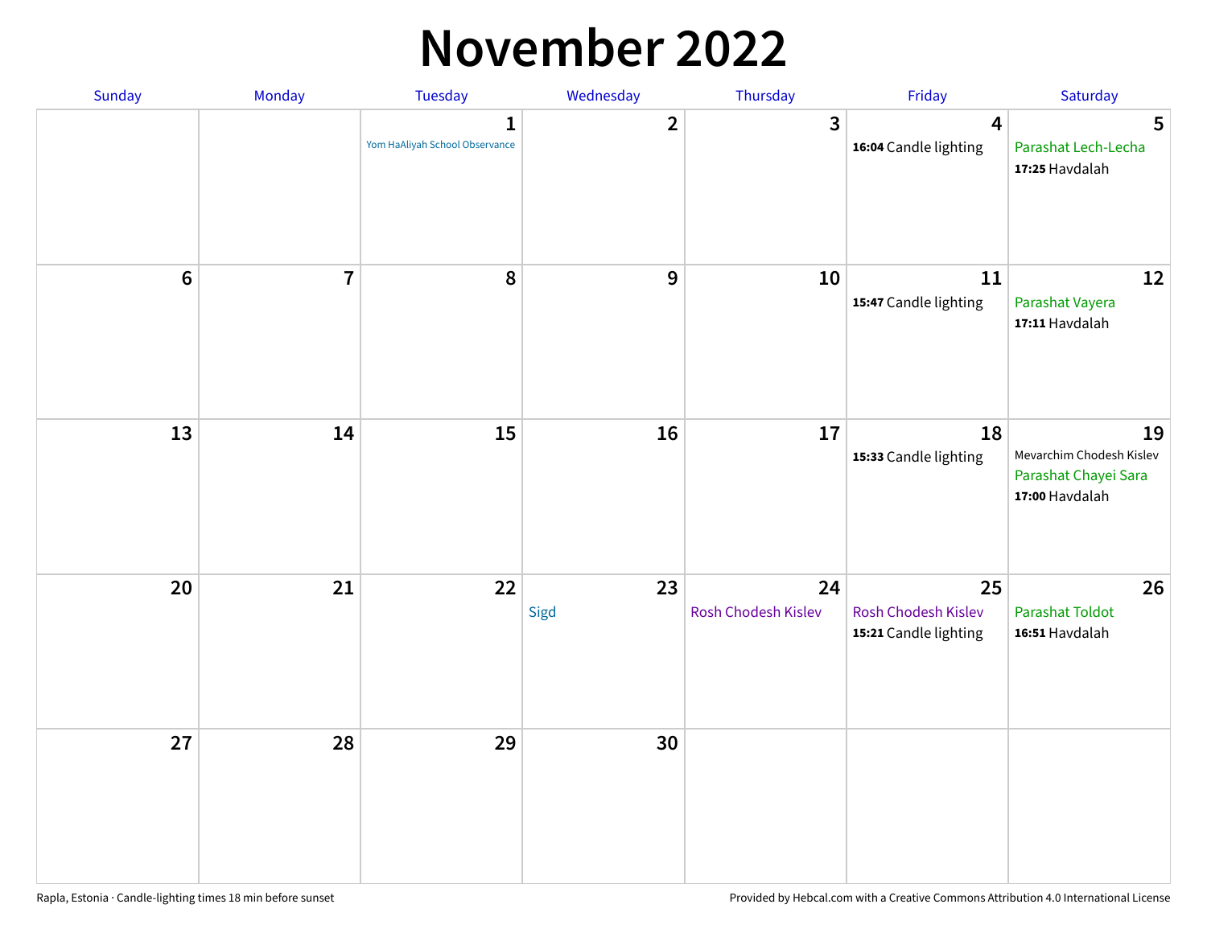# November 2022

| Sunday | Monday | Tuesday | Wednesday | Thursday | Friday | Saturday |
|---|---|---|---|---|---|---|
| | | 1<br>Yom HaAliyah School Observance | 2 | 3 | 4<br>**16:04** Candle lighting | 5<br>Parashat Lech-Lecha<br>**17:25** Havdalah |
| 6 | 7 | 8 | 9 | 10 | 11<br>**15:47** Candle lighting | 12<br>Parashat Vayera<br>**17:11** Havdalah |
| 13 | 14 | 15 | 16 | 17 | 18<br>**15:33** Candle lighting | 19<br>Mevarchim Chodesh Kislev<br>Parashat Chayei Sara<br>**17:00** Havdalah |
| 20 | 21 | 22 | 23<br>Sigd | 24<br>Rosh Chodesh Kislev | 25<br>Rosh Chodesh Kislev<br>**15:21** Candle lighting | 26<br>Parashat Toldot<br>**16:51** Havdalah |
| 27 | 28 | 29 | 30 | | | |

Rapla, Estonia · Candle-lighting times 18 min before sunset

Provided by Hebcal.com with a Creative Commons Attribution 4.0 International License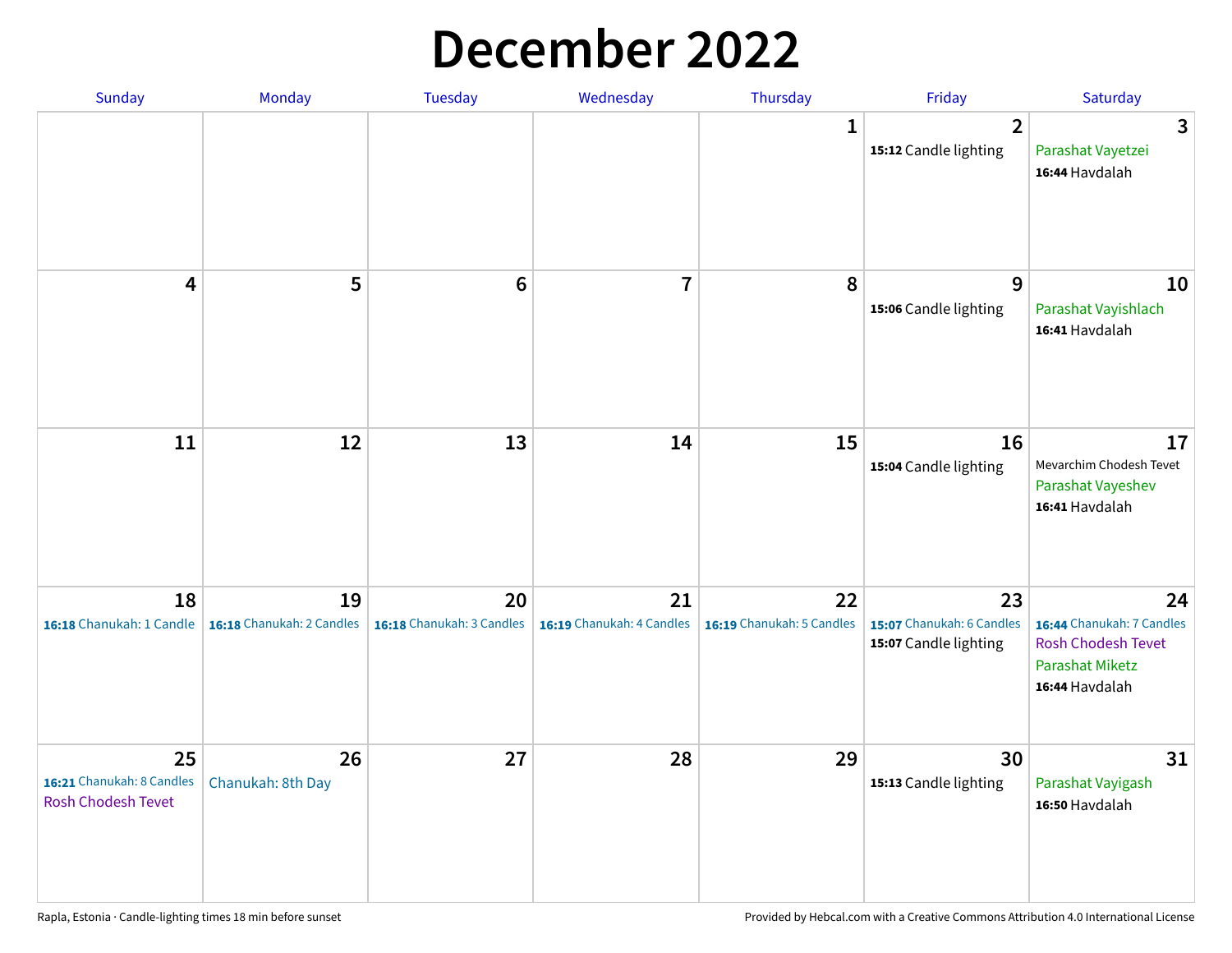# December 2022

| Sunday | Monday | Tuesday | Wednesday | Thursday | Friday | Saturday |
|---|---|---|---|---|---|---|
| | | | | 1 | 2<br>**15:12** Candle lighting | 3<br>Parashat Vayetzei<br>**16:44** Havdalah |
| 4 | 5 | 6 | 7 | 8 | 9<br>**15:06** Candle lighting | 10<br>Parashat Vayishlach<br>**16:41** Havdalah |
| 11 | 12 | 13 | 14 | 15 | 16<br>**15:04** Candle lighting | 17<br>Mevarchim Chodesh Tevet<br>Parashat Vayeshev<br>**16:41** Havdalah |
| 18<br>**16:18** Chanukah: 1 Candle | 19<br>**16:18** Chanukah: 2 Candles | 20<br>**16:18** Chanukah: 3 Candles | 21<br>**16:19** Chanukah: 4 Candles | 22<br>**16:19** Chanukah: 5 Candles | 23<br>**15:07** Chanukah: 6 Candles<br>**15:07** Candle lighting | 24<br>**16:44** Chanukah: 7 Candles<br>Rosh Chodesh Tevet<br>Parashat Miketz<br>**16:44** Havdalah |
| 25<br>**16:21** Chanukah: 8 Candles<br>Rosh Chodesh Tevet | 26<br>Chanukah: 8th Day | 27 | 28 | 29 | 30<br>**15:13** Candle lighting | 31<br>Parashat Vayigash<br>**16:50** Havdalah |

Rapla, Estonia · Candle-lighting times 18 min before sunset

Provided by Hebcal.com with a Creative Commons Attribution 4.0 International License